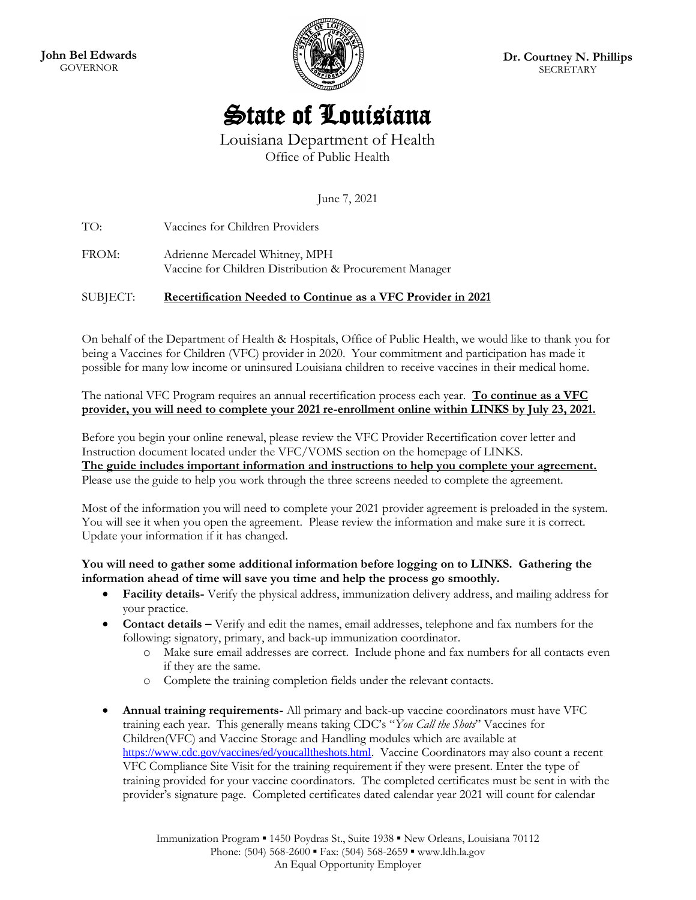**John Bel Edwards**
GOVERNOR

**Dr. Courtney N. Phillips**
SECRETARY

# State of Louisiana

Louisiana Department of Health
Office of Public Health

June 7, 2021

TO: Vaccines for Children Providers

FROM: Adrienne Mercadel Whitney, MPH
Vaccine for Children Distribution & Procurement Manager

SUBJECT: **Recertification Needed to Continue as a VFC Provider in 2021**

On behalf of the Department of Health & Hospitals, Office of Public Health, we would like to thank you for being a Vaccines for Children (VFC) provider in 2020. Your commitment and participation has made it possible for many low income or uninsured Louisiana children to receive vaccines in their medical home.

The national VFC Program requires an annual recertification process each year. **To continue as a VFC provider, you will need to complete your 2021 re-enrollment online within LINKS by July 23, 2021.**

Before you begin your online renewal, please review the VFC Provider Recertification cover letter and Instruction document located under the VFC/VOMS section on the homepage of LINKS. **The guide includes important information and instructions to help you complete your agreement.** Please use the guide to help you work through the three screens needed to complete the agreement.

Most of the information you will need to complete your 2021 provider agreement is preloaded in the system. You will see it when you open the agreement. Please review the information and make sure it is correct. Update your information if it has changed.

**You will need to gather some additional information before logging on to LINKS. Gathering the information ahead of time will save you time and help the process go smoothly.**

- **Facility details-** Verify the physical address, immunization delivery address, and mailing address for your practice.
- **Contact details –** Verify and edit the names, email addresses, telephone and fax numbers for the following: signatory, primary, and back-up immunization coordinator.
  - Make sure email addresses are correct. Include phone and fax numbers for all contacts even if they are the same.
  - Complete the training completion fields under the relevant contacts.
- **Annual training requirements-** All primary and back-up vaccine coordinators must have VFC training each year. This generally means taking CDC's "*You Call the Shots*" Vaccines for Children(VFC) and Vaccine Storage and Handling modules which are available at https://www.cdc.gov/vaccines/ed/youcalltheshots.html. Vaccine Coordinators may also count a recent VFC Compliance Site Visit for the training requirement if they were present. Enter the type of training provided for your vaccine coordinators. The completed certificates must be sent in with the provider's signature page. Completed certificates dated calendar year 2021 will count for calendar

Immunization Program ▪ 1450 Poydras St., Suite 1938 ▪ New Orleans, Louisiana 70112
Phone: (504) 568-2600 ▪ Fax: (504) 568-2659 ▪ www.ldh.la.gov
An Equal Opportunity Employer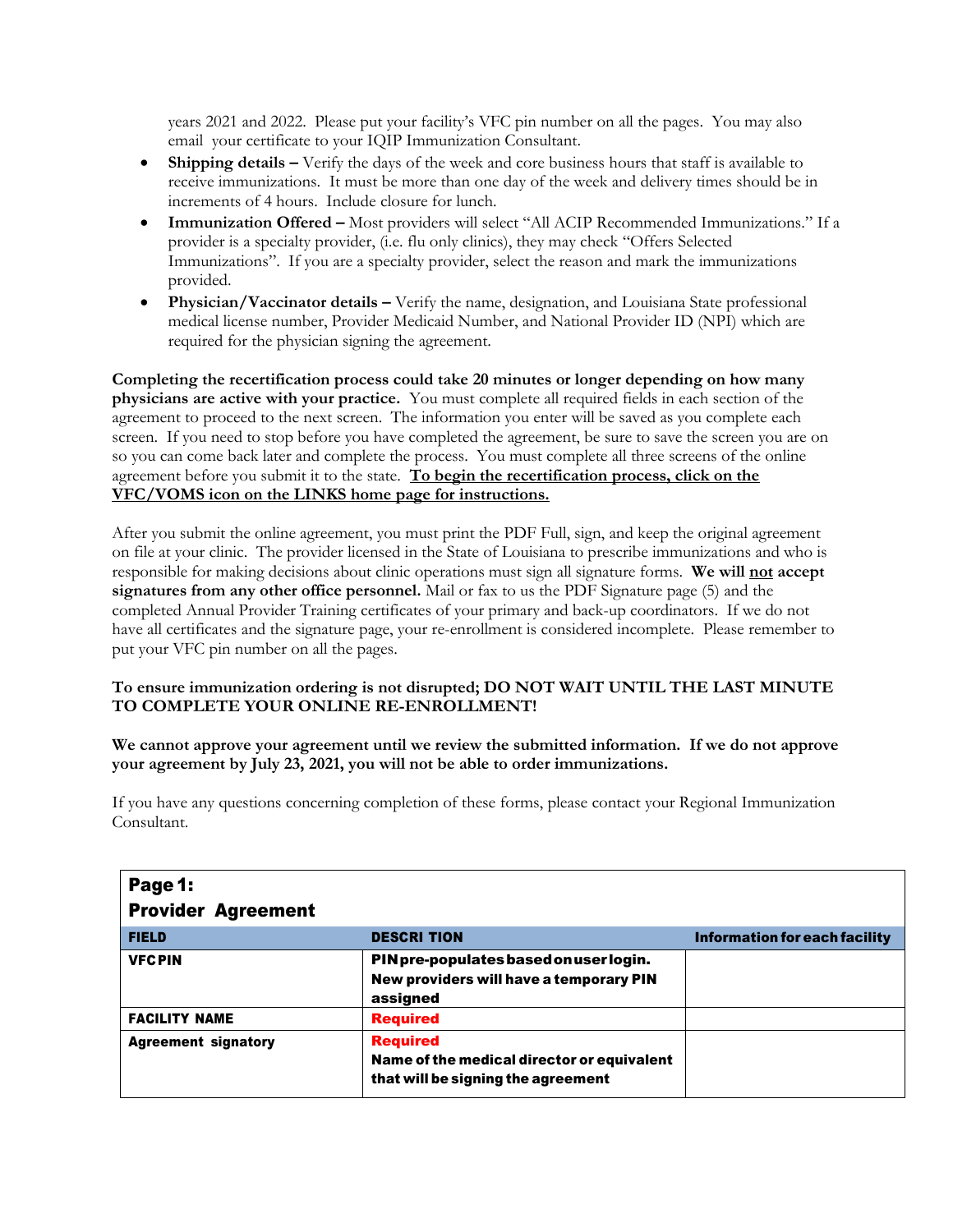years 2021 and 2022. Please put your facility's VFC pin number on all the pages. You may also email your certificate to your IQIP Immunization Consultant.

- **Shipping details –** Verify the days of the week and core business hours that staff is available to receive immunizations. It must be more than one day of the week and delivery times should be in increments of 4 hours. Include closure for lunch.
- **Immunization Offered –** Most providers will select "All ACIP Recommended Immunizations." If a provider is a specialty provider, (i.e. flu only clinics), they may check "Offers Selected Immunizations". If you are a specialty provider, select the reason and mark the immunizations provided.
- **Physician/Vaccinator details –** Verify the name, designation, and Louisiana State professional medical license number, Provider Medicaid Number, and National Provider ID (NPI) which are required for the physician signing the agreement.

**Completing the recertification process could take 20 minutes or longer depending on how many physicians are active with your practice.** You must complete all required fields in each section of the agreement to proceed to the next screen. The information you enter will be saved as you complete each screen. If you need to stop before you have completed the agreement, be sure to save the screen you are on so you can come back later and complete the process. You must complete all three screens of the online agreement before you submit it to the state. **To begin the recertification process, click on the VFC/VOMS icon on the LINKS home page for instructions.**

After you submit the online agreement, you must print the PDF Full, sign, and keep the original agreement on file at your clinic. The provider licensed in the State of Louisiana to prescribe immunizations and who is responsible for making decisions about clinic operations must sign all signature forms. **We will not accept signatures from any other office personnel.** Mail or fax to us the PDF Signature page (5) and the completed Annual Provider Training certificates of your primary and back-up coordinators. If we do not have all certificates and the signature page, your re-enrollment is considered incomplete. Please remember to put your VFC pin number on all the pages.

**To ensure immunization ordering is not disrupted; DO NOT WAIT UNTIL THE LAST MINUTE TO COMPLETE YOUR ONLINE RE-ENROLLMENT!**

**We cannot approve your agreement until we review the submitted information. If we do not approve your agreement by July 23, 2021, you will not be able to order immunizations.**

If you have any questions concerning completion of these forms, please contact your Regional Immunization Consultant.

**Page 1: Provider Agreement**

| FIELD | DESCRI TION | Information for each facility |
|---|---|---|
| VFC PIN | PIN pre-populates based on user login. New providers will have a temporary PIN assigned | |
| FACILITY NAME | Required | |
| Agreement signatory | Required Name of the medical director or equivalent that will be signing the agreement | |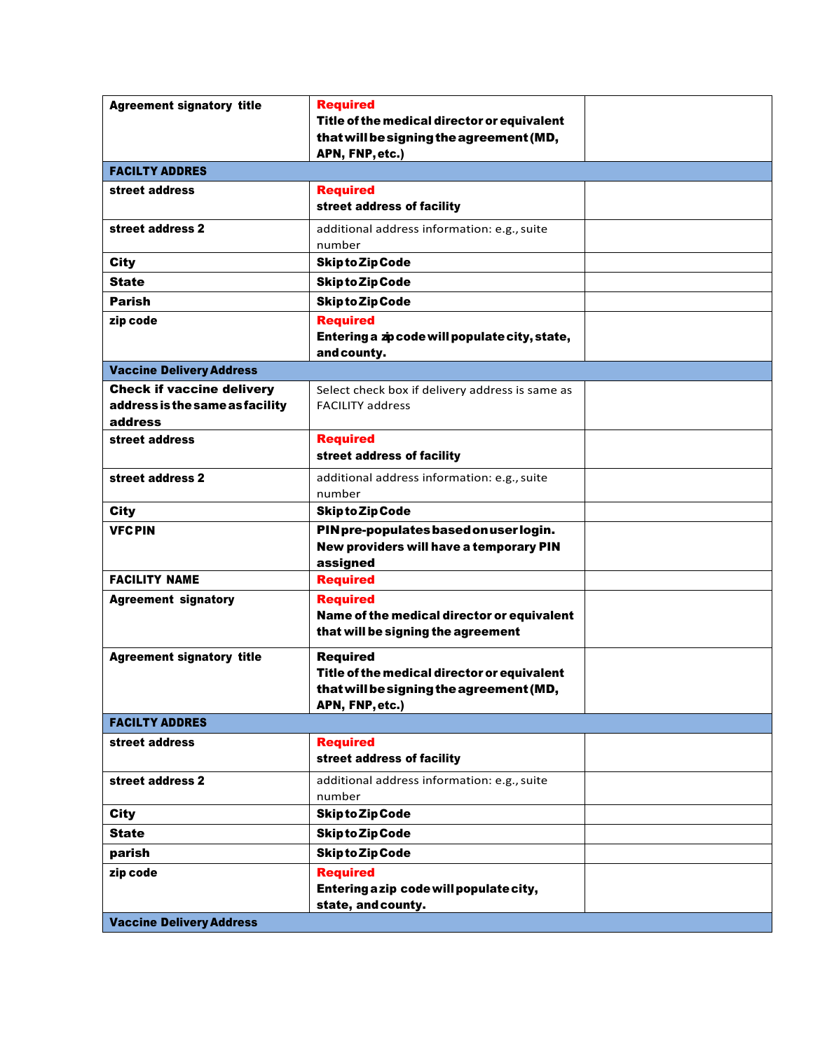| Agreement signatory title | Required<br>Title of the medical director or equivalent that will be signing the agreement (MD, APN, FNP, etc.) | |
|---|---|---|
| **FACILTY ADDRES** | | |
| street address | Required<br>street address of facility | |
| street address 2 | additional address information: e.g., suite number | |
| City | Skip to Zip Code | |
| State | Skip to Zip Code | |
| Parish | Skip to Zip Code | |
| zip code | Required<br>Entering a zip code will populate city, state, and county. | |
| **Vaccine Delivery Address** | | |
| Check if vaccine delivery address is the same as facility address | Select check box if delivery address is same as FACILITY address | |
| street address | Required<br>street address of facility | |
| street address 2 | additional address information: e.g., suite number | |
| City | Skip to Zip Code | |
| VFC PIN | PIN pre-populates based on user login. New providers will have a temporary PIN assigned | |
| FACILITY NAME | Required | |
| Agreement signatory | Required<br>Name of the medical director or equivalent that will be signing the agreement | |
| Agreement signatory title | Required<br>Title of the medical director or equivalent that will be signing the agreement (MD, APN, FNP, etc.) | |
| **FACILTY ADDRES** | | |
| street address | Required<br>street address of facility | |
| street address 2 | additional address information: e.g., suite number | |
| City | Skip to Zip Code | |
| State | Skip to Zip Code | |
| parish | Skip to Zip Code | |
| zip code | Required<br>Entering a zip code will populate city, state, and county. | |
| **Vaccine Delivery Address** | | |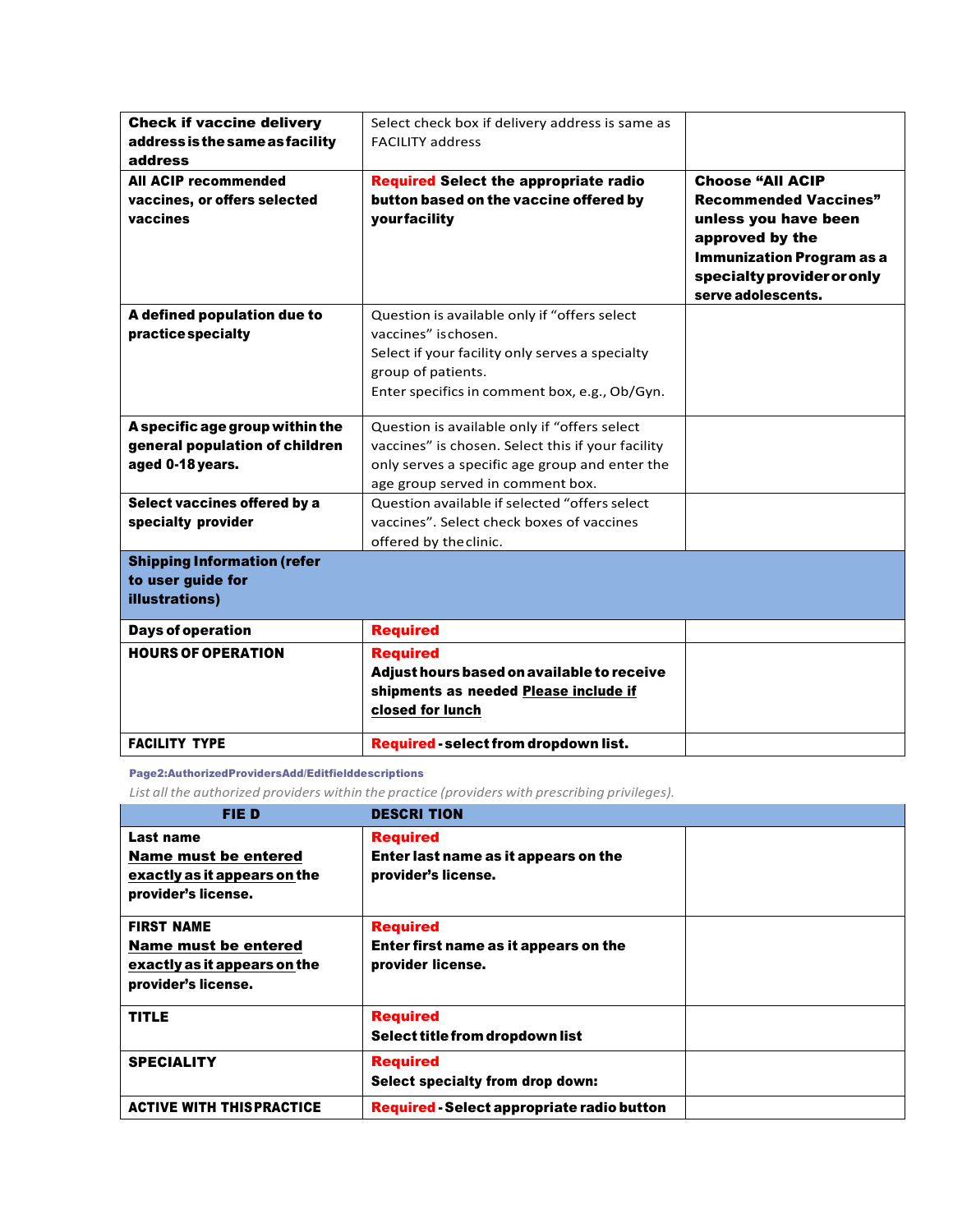| | | |
|---|---|---|
| **Check if vaccine delivery address is the same as facility address** | Select check box if delivery address is same as FACILITY address | |
| **All ACIP recommended vaccines, or offers selected vaccines** | **Required Select the appropriate radio button based on the vaccine offered by your facility** | **Choose "All ACIP Recommended Vaccines" unless you have been approved by the Immunization Program as a specialty provider or only serve adolescents.** |
| **A defined population due to practice specialty** | Question is available only if "offers select vaccines" is chosen. Select if your facility only serves a specialty group of patients. Enter specifics in comment box, e.g., Ob/Gyn. | |
| **A specific age group within the general population of children aged 0-18 years.** | Question is available only if "offers select vaccines" is chosen. Select this if your facility only serves a specific age group and enter the age group served in comment box. | |
| **Select vaccines offered by a specialty provider** | Question available if selected "offers select vaccines". Select check boxes of vaccines offered by the clinic. | |
| **Shipping Information (refer to user guide for illustrations)** | | |
| **Days of operation** | **Required** | |
| **HOURS OF OPERATION** | **Required** **Adjust hours based on available to receive shipments as needed <u>Please include if closed for lunch</u>** | |
| **FACILITY TYPE** | **Required - select from dropdown list.** | |

**Page2:AuthorizedProvidersAdd/Editfielddescriptions**

*List all the authorized providers within the practice (providers with prescribing privileges).*

| FIE D | DESCRI TION | |
|---|---|---|
| **Last name** **<u>Name must be entered exactly as it appears on</u> the provider's license.** | **Required** **Enter last name as it appears on the provider's license.** | |
| **FIRST NAME** **<u>Name must be entered exactly as it appears on</u> the provider's license.** | **Required** **Enter first name as it appears on the provider license.** | |
| **TITLE** | **Required** **Select title from dropdown list** | |
| **SPECIALITY** | **Required** **Select specialty from drop down:** | |
| **ACTIVE WITH THIS PRACTICE** | **Required - Select appropriate radio button** | |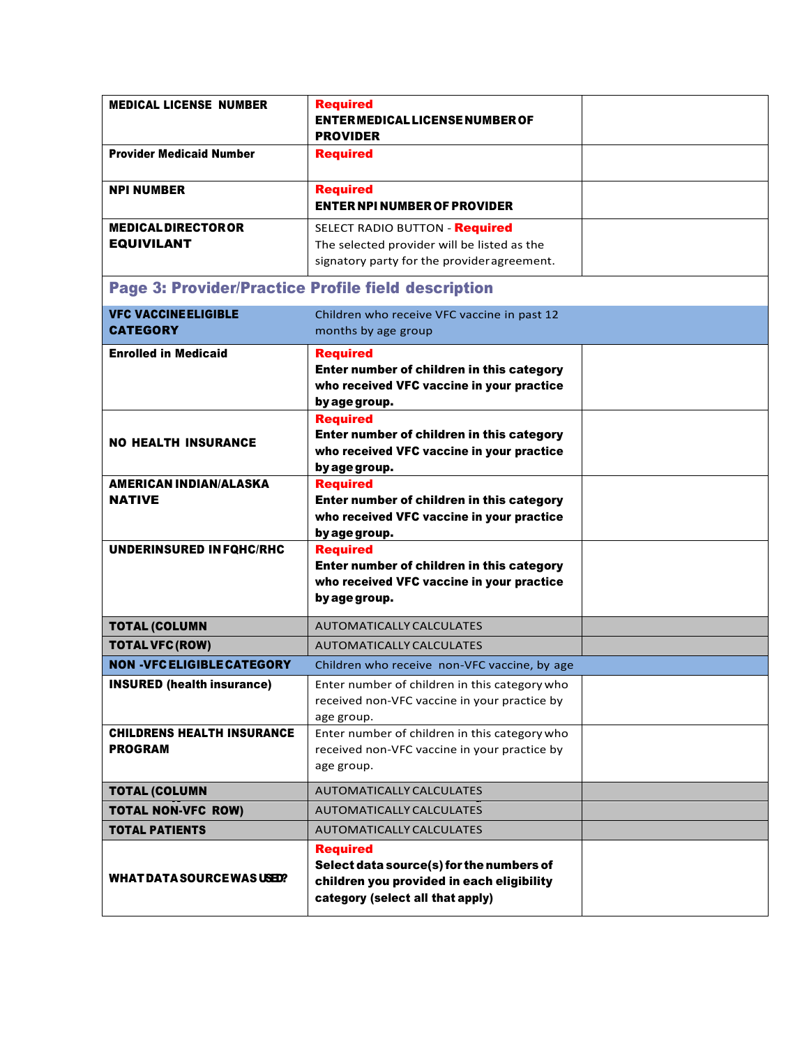| | | |
|---|---|---|
| **MEDICAL LICENSE NUMBER** | **Required**<br>**ENTER MEDICAL LICENSE NUMBER OF PROVIDER** | |
| **Provider Medicaid Number** | **Required** | |
| **NPI NUMBER** | **Required**<br>**ENTER NPI NUMBER OF PROVIDER** | |
| **MEDICAL DIRECTOR OR EQUIVILANT** | SELECT RADIO BUTTON - **Required**<br>The selected provider will be listed as the signatory party for the provider agreement. | |

## Page 3: Provider/Practice Profile field description

| | | |
|---|---|---|
| **VFC VACCINE ELIGIBLE CATEGORY** | Children who receive VFC vaccine in past 12 months by age group | |
| **Enrolled in Medicaid** | **Required**<br>**Enter number of children in this category who received VFC vaccine in your practice by age group.** | |
| **NO HEALTH INSURANCE** | **Required**<br>**Enter number of children in this category who received VFC vaccine in your practice by age group.** | |
| **AMERICAN INDIAN/ALASKA NATIVE** | **Required**<br>**Enter number of children in this category who received VFC vaccine in your practice by age group.** | |
| **UNDERINSURED IN FQHC/RHC** | **Required**<br>**Enter number of children in this category who received VFC vaccine in your practice by age group.** | |
| **TOTAL (COLUMN** | AUTOMATICALLY CALCULATES | |
| **TOTAL VFC (ROW)** | AUTOMATICALLY CALCULATES | |
| **NON -VFC ELIGIBLE CATEGORY** | Children who receive non-VFC vaccine, by age | |
| **INSURED (health insurance)** | Enter number of children in this category who received non-VFC vaccine in your practice by age group. | |
| **CHILDRENS HEALTH INSURANCE PROGRAM** | Enter number of children in this category who received non-VFC vaccine in your practice by age group. | |
| **TOTAL (COLUMN** | AUTOMATICALLY CALCULATES | |
| **TOTAL NON-VFC ROW)** | AUTOMATICALLY CALCULATES | |
| **TOTAL PATIENTS** | AUTOMATICALLY CALCULATES | |
| **WHAT DATA SOURCE WAS USED?** | **Required**<br>**Select data source(s) for the numbers of children you provided in each eligibility category (select all that apply)** | |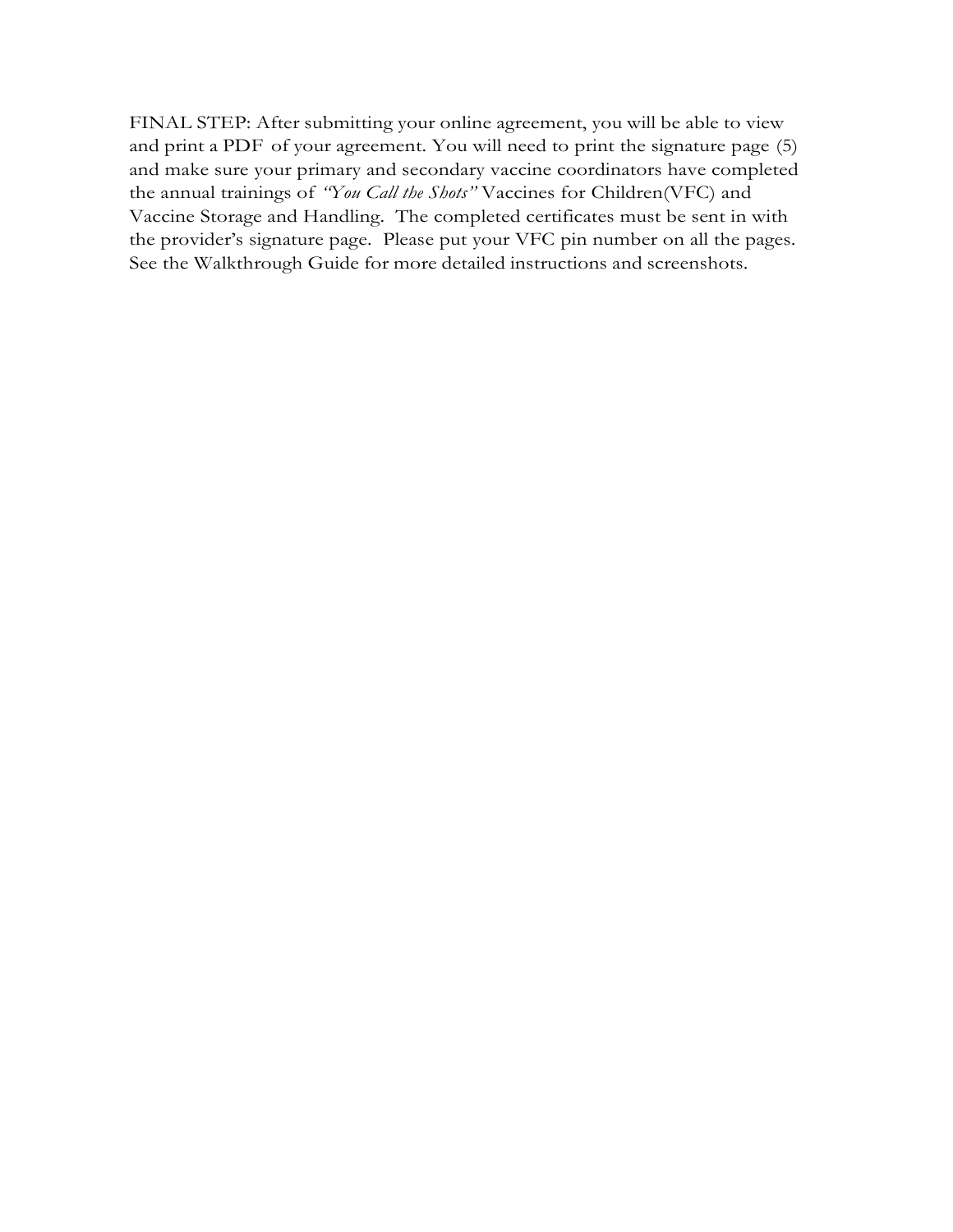FINAL STEP: After submitting your online agreement, you will be able to view and print a PDF of your agreement. You will need to print the signature page (5) and make sure your primary and secondary vaccine coordinators have completed the annual trainings of *"You Call the Shots"* Vaccines for Children(VFC) and Vaccine Storage and Handling. The completed certificates must be sent in with the provider's signature page. Please put your VFC pin number on all the pages. See the Walkthrough Guide for more detailed instructions and screenshots.